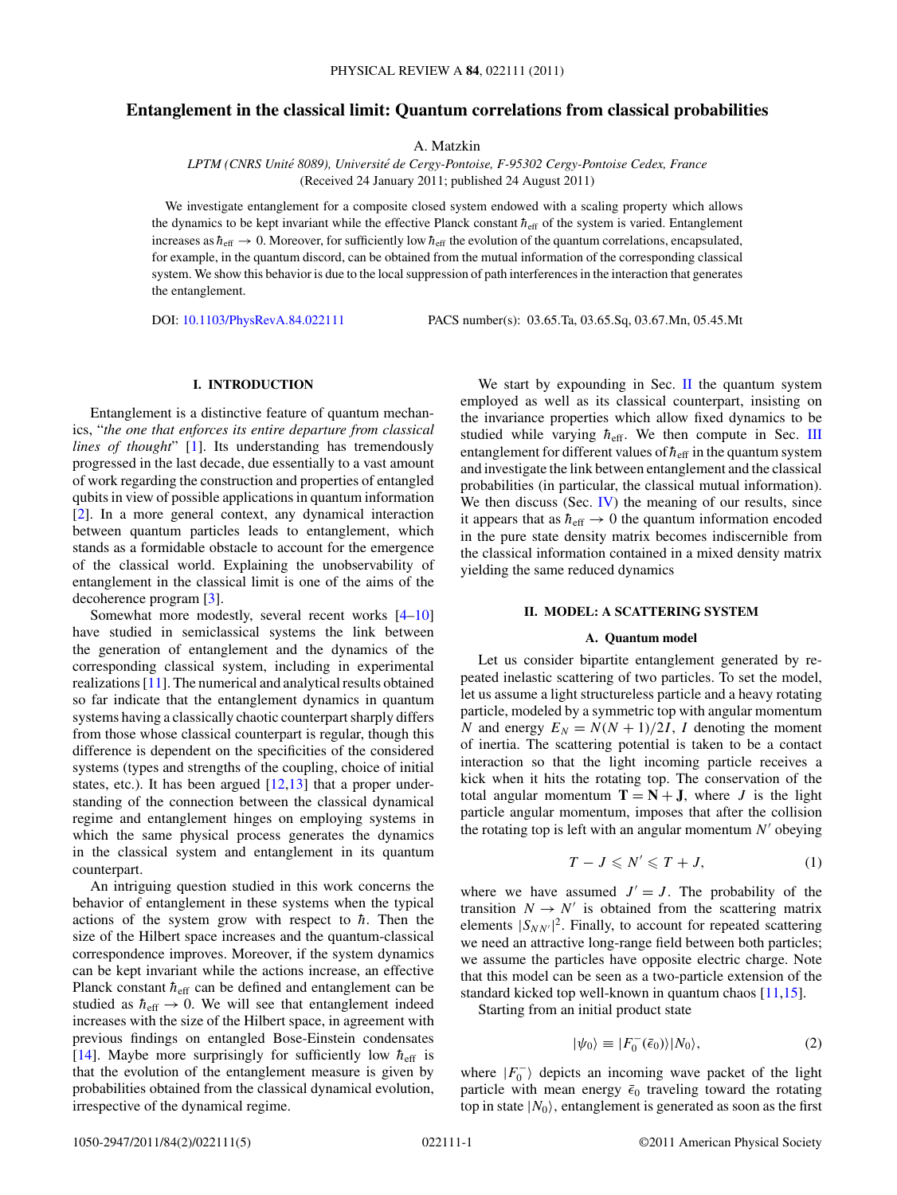# Entanglement in the classical limit: Quantum correlations from classical probabilities

A. Matzkin

*LPTM (CNRS Unité 8089), Université de Cergy-Pontoise, F-95302 Cergy-Pontoise Cedex, France*
(Received 24 January 2011; published 24 August 2011)

We investigate entanglement for a composite closed system endowed with a scaling property which allows the dynamics to be kept invariant while the effective Planck constant $\hbar_{\text{eff}}$ of the system is varied. Entanglement increases as $\hbar_{\text{eff}} \to 0$. Moreover, for sufficiently low $\hbar_{\text{eff}}$ the evolution of the quantum correlations, encapsulated, for example, in the quantum discord, can be obtained from the mutual information of the corresponding classical system. We show this behavior is due to the local suppression of path interferences in the interaction that generates the entanglement.

DOI: 10.1103/PhysRevA.84.022111 PACS number(s): 03.65.Ta, 03.65.Sq, 03.67.Mn, 05.45.Mt

## I. INTRODUCTION

Entanglement is a distinctive feature of quantum mechanics, "*the one that enforces its entire departure from classical lines of thought*" [1]. Its understanding has tremendously progressed in the last decade, due essentially to a vast amount of work regarding the construction and properties of entangled qubits in view of possible applications in quantum information [2]. In a more general context, any dynamical interaction between quantum particles leads to entanglement, which stands as a formidable obstacle to account for the emergence of the classical world. Explaining the unobservability of entanglement in the classical limit is one of the aims of the decoherence program [3].

Somewhat more modestly, several recent works [4–10] have studied in semiclassical systems the link between the generation of entanglement and the dynamics of the corresponding classical system, including in experimental realizations [11]. The numerical and analytical results obtained so far indicate that the entanglement dynamics in quantum systems having a classically chaotic counterpart sharply differs from those whose classical counterpart is regular, though this difference is dependent on the specificities of the considered systems (types and strengths of the coupling, choice of initial states, etc.). It has been argued [12,13] that a proper understanding of the connection between the classical dynamical regime and entanglement hinges on employing systems in which the same physical process generates the dynamics in the classical system and entanglement in its quantum counterpart.

An intriguing question studied in this work concerns the behavior of entanglement in these systems when the typical actions of the system grow with respect to $\hbar$. Then the size of the Hilbert space increases and the quantum-classical correspondence improves. Moreover, if the system dynamics can be kept invariant while the actions increase, an effective Planck constant $\hbar_{\text{eff}}$ can be defined and entanglement can be studied as $\hbar_{\text{eff}} \to 0$. We will see that entanglement indeed increases with the size of the Hilbert space, in agreement with previous findings on entangled Bose-Einstein condensates [14]. Maybe more surprisingly for sufficiently low $\hbar_{\text{eff}}$ is that the evolution of the entanglement measure is given by probabilities obtained from the classical dynamical evolution, irrespective of the dynamical regime.

We start by expounding in Sec. II the quantum system employed as well as its classical counterpart, insisting on the invariance properties which allow fixed dynamics to be studied while varying $\hbar_{\text{eff}}$. We then compute in Sec. III entanglement for different values of $\hbar_{\text{eff}}$ in the quantum system and investigate the link between entanglement and the classical probabilities (in particular, the classical mutual information). We then discuss (Sec. IV) the meaning of our results, since it appears that as $\hbar_{\text{eff}} \to 0$ the quantum information encoded in the pure state density matrix becomes indiscernible from the classical information contained in a mixed density matrix yielding the same reduced dynamics

## II. MODEL: A SCATTERING SYSTEM

### A. Quantum model

Let us consider bipartite entanglement generated by repeated inelastic scattering of two particles. To set the model, let us assume a light structureless particle and a heavy rotating particle, modeled by a symmetric top with angular momentum $N$ and energy $E_N = N(N+1)/2I$, $I$ denoting the moment of inertia. The scattering potential is taken to be a contact interaction so that the light incoming particle receives a kick when it hits the rotating top. The conservation of the total angular momentum $\mathbf{T} = \mathbf{N} + \mathbf{J}$, where $J$ is the light particle angular momentum, imposes that after the collision the rotating top is left with an angular momentum $N'$ obeying

$$T - J \leqslant N' \leqslant T + J, \tag{1}$$

where we have assumed $J' = J$. The probability of the transition $N \to N'$ is obtained from the scattering matrix elements $|S_{NN'}|^2$. Finally, to account for repeated scattering we need an attractive long-range field between both particles; we assume the particles have opposite electric charge. Note that this model can be seen as a two-particle extension of the standard kicked top well-known in quantum chaos [11,15].

Starting from an initial product state

$$|\psi_0\rangle \equiv |F_0^-(\bar{\epsilon}_0)\rangle |N_0\rangle, \tag{2}$$

where $|F_0^-\rangle$ depicts an incoming wave packet of the light particle with mean energy $\bar{\epsilon}_0$ traveling toward the rotating top in state $|N_0\rangle$, entanglement is generated as soon as the first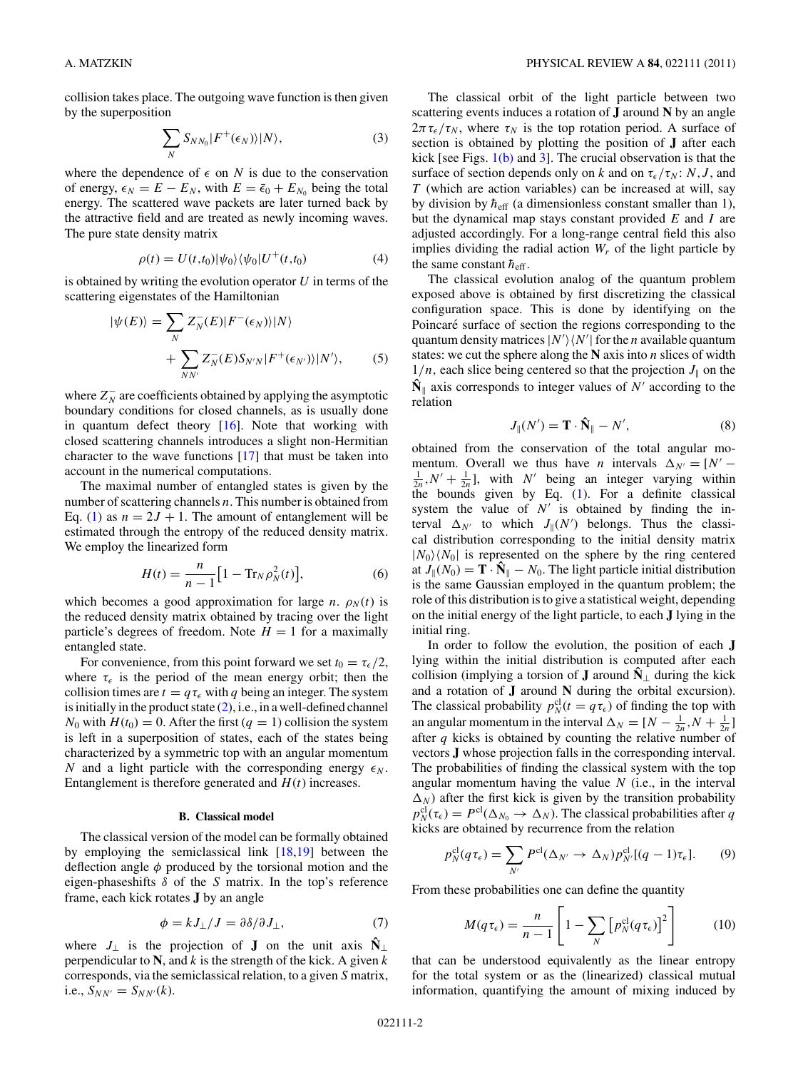collision takes place. The outgoing wave function is then given by the superposition

$$\sum_N S_{NN_0}|F^+(\epsilon_N)\rangle|N\rangle, \tag{3}$$

where the dependence of $\epsilon$ on $N$ is due to the conservation of energy, $\epsilon_N = E - E_N$, with $E = \bar{\epsilon}_0 + E_{N_0}$ being the total energy. The scattered wave packets are later turned back by the attractive field and are treated as newly incoming waves. The pure state density matrix

$$\rho(t) = U(t,t_0)|\psi_0\rangle\langle\psi_0|U^+(t,t_0) \tag{4}$$

is obtained by writing the evolution operator $U$ in terms of the scattering eigenstates of the Hamiltonian

$$|\psi(E)\rangle = \sum_N Z_N^-(E)|F^-(\epsilon_N)\rangle|N\rangle + \sum_{NN'} Z_N^-(E)S_{N'N}|F^+(\epsilon_{N'})\rangle|N'\rangle, \tag{5}$$

where $Z_N^-$ are coefficients obtained by applying the asymptotic boundary conditions for closed channels, as is usually done in quantum defect theory [16]. Note that working with closed scattering channels introduces a slight non-Hermitian character to the wave functions [17] that must be taken into account in the numerical computations.

The maximal number of entangled states is given by the number of scattering channels $n$. This number is obtained from Eq. (1) as $n = 2J + 1$. The amount of entanglement will be estimated through the entropy of the reduced density matrix. We employ the linearized form

$$H(t) = \frac{n}{n-1}\left[1 - \mathrm{Tr}_N \rho_N^2(t)\right], \tag{6}$$

which becomes a good approximation for large $n$. $\rho_N(t)$ is the reduced density matrix obtained by tracing over the light particle's degrees of freedom. Note $H = 1$ for a maximally entangled state.

For convenience, from this point forward we set $t_0 = \tau_\epsilon/2$, where $\tau_\epsilon$ is the period of the mean energy orbit; then the collision times are $t = q\tau_\epsilon$ with $q$ being an integer. The system is initially in the product state (2), i.e., in a well-defined channel $N_0$ with $H(t_0) = 0$. After the first ($q = 1$) collision the system is left in a superposition of states, each of the states being characterized by a symmetric top with an angular momentum $N$ and a light particle with the corresponding energy $\epsilon_N$. Entanglement is therefore generated and $H(t)$ increases.

### B. Classical model

The classical version of the model can be formally obtained by employing the semiclassical link [18,19] between the deflection angle $\phi$ produced by the torsional motion and the eigen-phaseshifts $\delta$ of the $S$ matrix. In the top's reference frame, each kick rotates $\mathbf{J}$ by an angle

$$\phi = kJ_\perp/J = \partial\delta/\partial J_\perp, \tag{7}$$

where $J_\perp$ is the projection of $\mathbf{J}$ on the unit axis $\hat{\mathbf{N}}_\perp$ perpendicular to $\mathbf{N}$, and $k$ is the strength of the kick. A given $k$ corresponds, via the semiclassical relation, to a given $S$ matrix, i.e., $S_{NN'} = S_{NN'}(k)$.

The classical orbit of the light particle between two scattering events induces a rotation of $\mathbf{J}$ around $\mathbf{N}$ by an angle $2\pi\tau_\epsilon/\tau_N$, where $\tau_N$ is the top rotation period. A surface of section is obtained by plotting the position of $\mathbf{J}$ after each kick [see Figs. 1(b) and 3]. The crucial observation is that the surface of section depends only on $k$ and on $\tau_\epsilon/\tau_N$: $N, J$, and $T$ (which are action variables) can be increased at will, say by division by $\hbar_{\mathrm{eff}}$ (a dimensionless constant smaller than 1), but the dynamical map stays constant provided $E$ and $I$ are adjusted accordingly. For a long-range central field this also implies dividing the radial action $W_r$ of the light particle by the same constant $\hbar_{\mathrm{eff}}$.

The classical evolution analog of the quantum problem exposed above is obtained by first discretizing the classical configuration space. This is done by identifying on the Poincaré surface of section the regions corresponding to the quantum density matrices $|N'\rangle\langle N'|$ for the $n$ available quantum states: we cut the sphere along the $\mathbf{N}$ axis into $n$ slices of width $1/n$, each slice being centered so that the projection $J_\parallel$ on the $\hat{\mathbf{N}}_\parallel$ axis corresponds to integer values of $N'$ according to the relation

$$J_\parallel(N') = \mathbf{T}\cdot\hat{\mathbf{N}}_\parallel - N', \tag{8}$$

obtained from the conservation of the total angular momentum. Overall we thus have $n$ intervals $\Delta_{N'} = [N' - \frac{1}{2n}, N' + \frac{1}{2n}]$, with $N'$ being an integer varying within the bounds given by Eq. (1). For a definite classical system the value of $N'$ is obtained by finding the interval $\Delta_{N'}$ to which $J_\parallel(N')$ belongs. Thus the classical distribution corresponding to the initial density matrix $|N_0\rangle\langle N_0|$ is represented on the sphere by the ring centered at $J_\parallel(N_0) = \mathbf{T}\cdot\hat{\mathbf{N}}_\parallel - N_0$. The light particle initial distribution is the same Gaussian employed in the quantum problem; the role of this distribution is to give a statistical weight, depending on the initial energy of the light particle, to each $\mathbf{J}$ lying in the initial ring.

In order to follow the evolution, the position of each $\mathbf{J}$ lying within the initial distribution is computed after each collision (implying a torsion of $\mathbf{J}$ around $\hat{\mathbf{N}}_\perp$ during the kick and a rotation of $\mathbf{J}$ around $\mathbf{N}$ during the orbital excursion). The classical probability $p_N^{\mathrm{cl}}(t = q\tau_\epsilon)$ of finding the top with an angular momentum in the interval $\Delta_N = [N - \frac{1}{2n}, N + \frac{1}{2n}]$ after $q$ kicks is obtained by counting the relative number of vectors $\mathbf{J}$ whose projection falls in the corresponding interval. The probabilities of finding the classical system with the top angular momentum having the value $N$ (i.e., in the interval $\Delta_N$) after the first kick is given by the transition probability $p_N^{\mathrm{cl}}(\tau_\epsilon) = P^{\mathrm{cl}}(\Delta_{N_0} \to \Delta_N)$. The classical probabilities after $q$ kicks are obtained by recurrence from the relation

$$p_N^{\mathrm{cl}}(q\tau_\epsilon) = \sum_{N'} P^{\mathrm{cl}}(\Delta_{N'} \to \Delta_N)\, p_{N'}^{\mathrm{cl}}[(q-1)\tau_\epsilon]. \tag{9}$$

From these probabilities one can define the quantity

$$M(q\tau_\epsilon) = \frac{n}{n-1}\left[1 - \sum_N \left[p_N^{\mathrm{cl}}(q\tau_\epsilon)\right]^2\right] \tag{10}$$

that can be understood equivalently as the linear entropy for the total system or as the (linearized) classical mutual information, quantifying the amount of mixing induced by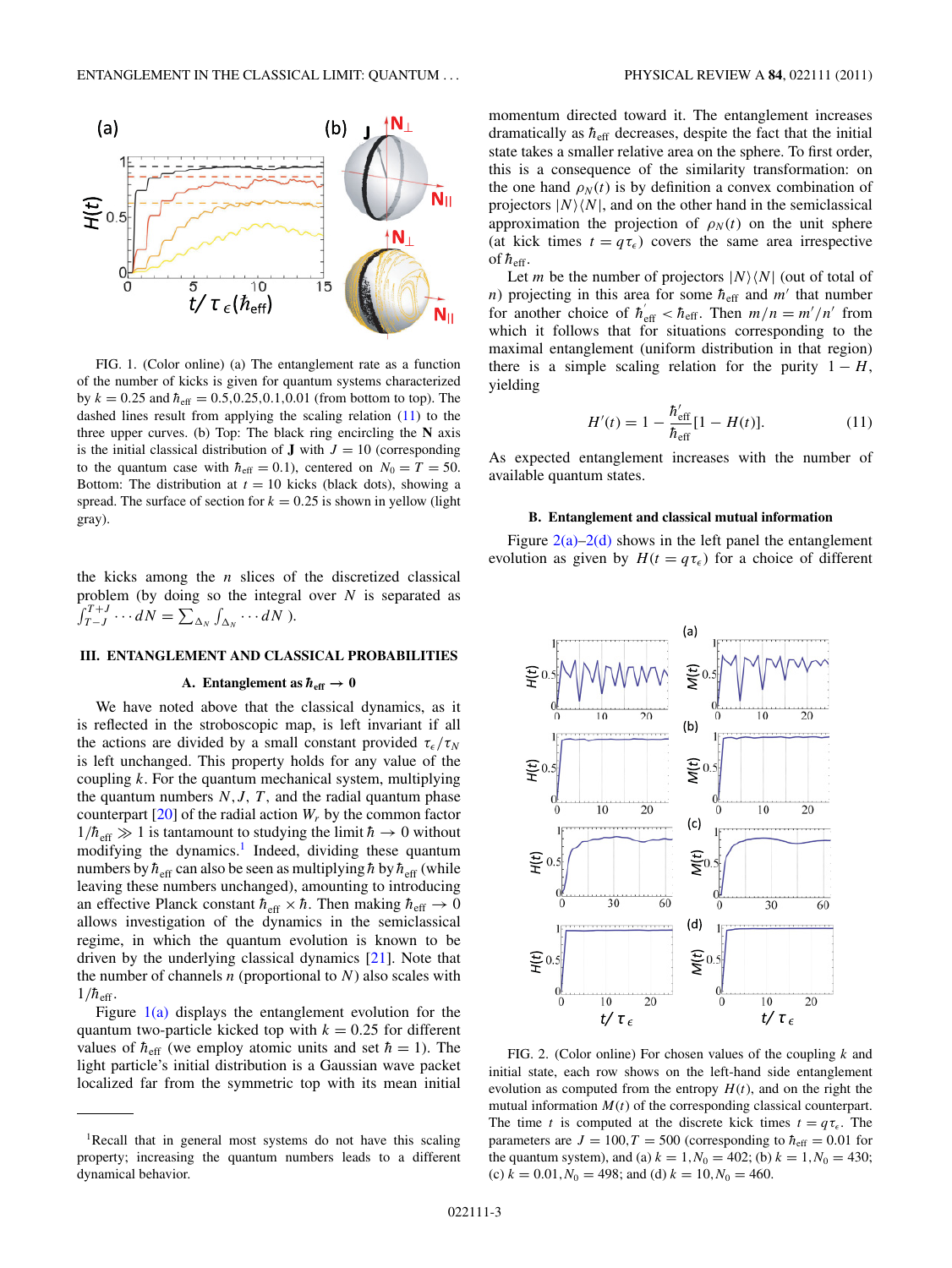FIG. 1. (Color online) (a) The entanglement rate as a function of the number of kicks is given for quantum systems characterized by $k = 0.25$ and $\hbar_{\text{eff}} = 0.5, 0.25, 0.1, 0.01$ (from bottom to top). The dashed lines result from applying the scaling relation (11) to the three upper curves. (b) Top: The black ring encircling the $\mathbf{N}$ axis is the initial classical distribution of $\mathbf{J}$ with $J = 10$ (corresponding to the quantum case with $\hbar_{\text{eff}} = 0.1$), centered on $N_0 = T = 50$. Bottom: The distribution at $t = 10$ kicks (black dots), showing a spread. The surface of section for $k = 0.25$ is shown in yellow (light gray).

the kicks among the $n$ slices of the discretized classical problem (by doing so the integral over $N$ is separated as $\int_{T-J}^{T+J} \cdots dN = \sum_{\Delta_N} \int_{\Delta_N} \cdots dN$ ).

## III. ENTANGLEMENT AND CLASSICAL PROBABILITIES

### A. Entanglement as $\hbar_{\text{eff}} \to 0$

We have noted above that the classical dynamics, as it is reflected in the stroboscopic map, is left invariant if all the actions are divided by a small constant provided $\tau_\epsilon/\tau_N$ is left unchanged. This property holds for any value of the coupling $k$. For the quantum mechanical system, multiplying the quantum numbers $N, J, T$, and the radial quantum phase counterpart [20] of the radial action $W_r$ by the common factor $1/\hbar_{\text{eff}} \gg 1$ is tantamount to studying the limit $\hbar \to 0$ without modifying the dynamics.[1] Indeed, dividing these quantum numbers by $\hbar_{\text{eff}}$ can also be seen as multiplying $\hbar$ by $\hbar_{\text{eff}}$ (while leaving these numbers unchanged), amounting to introducing an effective Planck constant $\hbar_{\text{eff}} \times \hbar$. Then making $\hbar_{\text{eff}} \to 0$ allows investigation of the dynamics in the semiclassical regime, in which the quantum evolution is known to be driven by the underlying classical dynamics [21]. Note that the number of channels $n$ (proportional to $N$) also scales with $1/\hbar_{\text{eff}}$.

Figure 1(a) displays the entanglement evolution for the quantum two-particle kicked top with $k = 0.25$ for different values of $\hbar_{\text{eff}}$ (we employ atomic units and set $\hbar = 1$). The light particle's initial distribution is a Gaussian wave packet localized far from the symmetric top with its mean initial momentum directed toward it. The entanglement increases dramatically as $\hbar_{\text{eff}}$ decreases, despite the fact that the initial state takes a smaller relative area on the sphere. To first order, this is a consequence of the similarity transformation: on the one hand $\rho_N(t)$ is by definition a convex combination of projectors $|N\rangle\langle N|$, and on the other hand in the semiclassical approximation the projection of $\rho_N(t)$ on the unit sphere (at kick times $t = q\tau_\epsilon$) covers the same area irrespective of $\hbar_{\text{eff}}$.

Let $m$ be the number of projectors $|N\rangle\langle N|$ (out of total of $n$) projecting in this area for some $\hbar_{\text{eff}}$ and $m'$ that number for another choice of $\hbar'_{\text{eff}} < \hbar_{\text{eff}}$. Then $m/n = m'/n'$ from which it follows that for situations corresponding to the maximal entanglement (uniform distribution in that region) there is a simple scaling relation for the purity $1 - H$, yielding

$$H'(t) = 1 - \frac{\hbar'_{\text{eff}}}{\hbar_{\text{eff}}}[1 - H(t)]. \tag{11}$$

As expected entanglement increases with the number of available quantum states.

### B. Entanglement and classical mutual information

Figure 2(a)–2(d) shows in the left panel the entanglement evolution as given by $H(t = q\tau_\epsilon)$ for a choice of different

FIG. 2. (Color online) For chosen values of the coupling $k$ and initial state, each row shows on the left-hand side entanglement evolution as computed from the entropy $H(t)$, and on the right the mutual information $M(t)$ of the corresponding classical counterpart. The time $t$ is computed at the discrete kick times $t = q\tau_\epsilon$. The parameters are $J = 100, T = 500$ (corresponding to $\hbar_{\text{eff}} = 0.01$ for the quantum system), and (a) $k = 1, N_0 = 402$; (b) $k = 1, N_0 = 430$; (c) $k = 0.01, N_0 = 498$; and (d) $k = 10, N_0 = 460$.

[1] Recall that in general most systems do not have this scaling property; increasing the quantum numbers leads to a different dynamical behavior.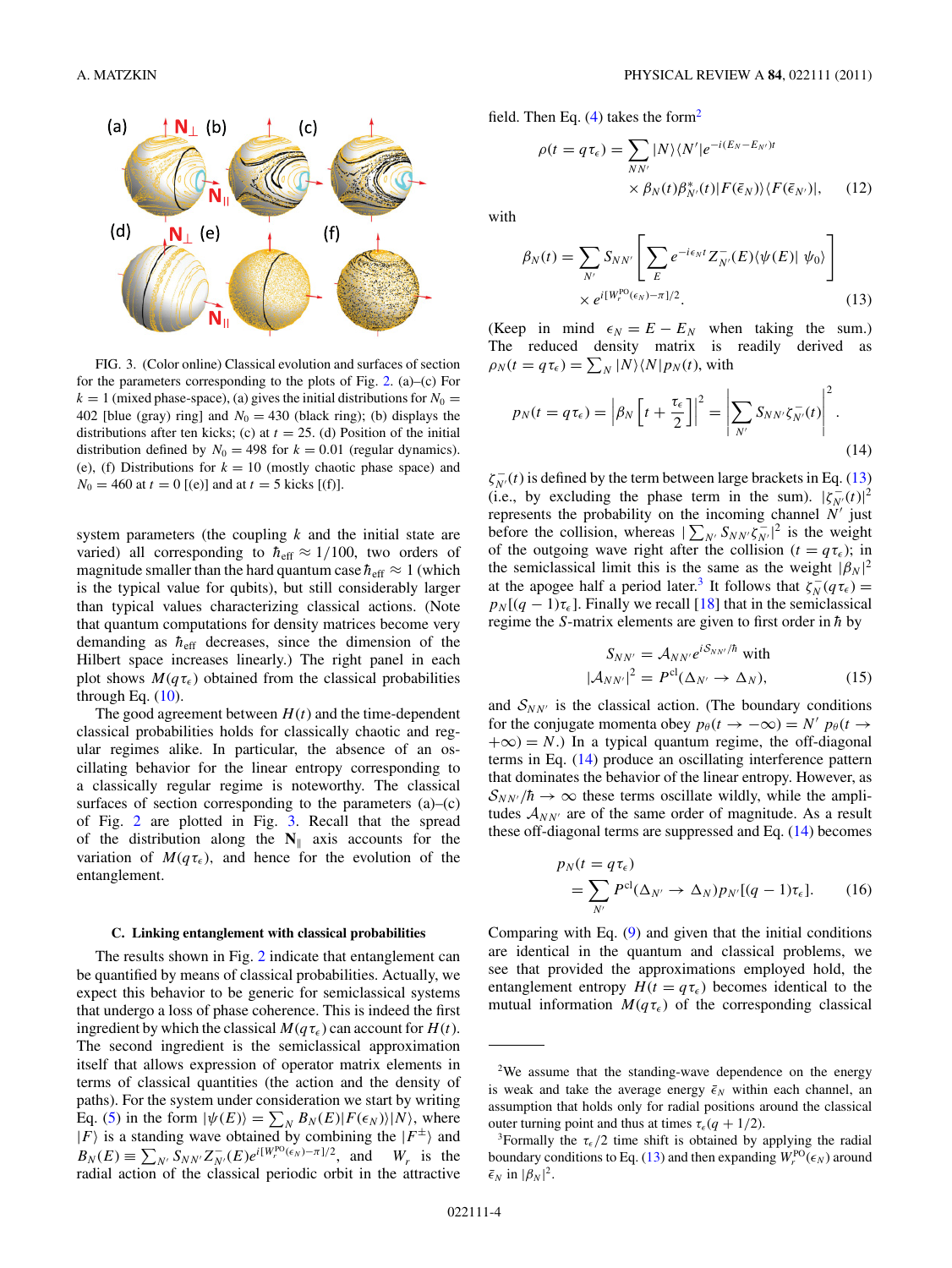FIG. 3. (Color online) Classical evolution and surfaces of section for the parameters corresponding to the plots of Fig. 2. (a)–(c) For $k = 1$ (mixed phase-space), (a) gives the initial distributions for $N_0 = 402$ [blue (gray) ring] and $N_0 = 430$ (black ring); (b) displays the distributions after ten kicks; (c) at $t = 25$. (d) Position of the initial distribution defined by $N_0 = 498$ for $k = 0.01$ (regular dynamics). (e), (f) Distributions for $k = 10$ (mostly chaotic phase space) and $N_0 = 460$ at $t = 0$ [(e)] and at $t = 5$ kicks [(f)].

system parameters (the coupling $k$ and the initial state are varied) all corresponding to $\hbar_{\text{eff}} \approx 1/100$, two orders of magnitude smaller than the hard quantum case $\hbar_{\text{eff}} \approx 1$ (which is the typical value for qubits), but still considerably larger than typical values characterizing classical actions. (Note that quantum computations for density matrices become very demanding as $\hbar_{\text{eff}}$ decreases, since the dimension of the Hilbert space increases linearly.) The right panel in each plot shows $M(q\tau_\epsilon)$ obtained from the classical probabilities through Eq. (10).

The good agreement between $H(t)$ and the time-dependent classical probabilities holds for classically chaotic and regular regimes alike. In particular, the absence of an oscillating behavior for the linear entropy corresponding to a classically regular regime is noteworthy. The classical surfaces of section corresponding to the parameters (a)–(c) of Fig. 2 are plotted in Fig. 3. Recall that the spread of the distribution along the $\mathbf{N}_\parallel$ axis accounts for the variation of $M(q\tau_\epsilon)$, and hence for the evolution of the entanglement.

### C. Linking entanglement with classical probabilities

The results shown in Fig. 2 indicate that entanglement can be quantified by means of classical probabilities. Actually, we expect this behavior to be generic for semiclassical systems that undergo a loss of phase coherence. This is indeed the first ingredient by which the classical $M(q\tau_\epsilon)$ can account for $H(t)$. The second ingredient is the semiclassical approximation itself that allows expression of operator matrix elements in terms of classical quantities (the action and the density of paths). For the system under consideration we start by writing Eq. (5) in the form $|\psi(E)\rangle = \sum_N B_N(E)|F(\epsilon_N)\rangle|N\rangle$, where $|F\rangle$ is a standing wave obtained by combining the $|F^\pm\rangle$ and $B_N(E) \equiv \sum_{N'} S_{NN'} Z^-_{N'}(E) e^{i[W_r^{\text{PO}}(\epsilon_N)-\pi]/2}$, and $W_r$ is the radial action of the classical periodic orbit in the attractive field. Then Eq. (4) takes the form[2]

$$\rho(t = q\tau_\epsilon) = \sum_{NN'} |N\rangle\langle N'|e^{-i(E_N - E_{N'})t} \times \beta_N(t)\beta^*_{N'}(t)|F(\bar{\epsilon}_N)\rangle\langle F(\bar{\epsilon}_{N'})|, \quad (12)$$

with

$$\beta_N(t) = \sum_{N'} S_{NN'} \left[ \sum_E e^{-i\epsilon_N t} Z^-_{N'}(E)\langle\psi(E)|\,\psi_0\rangle \right] \times e^{i[W_r^{\text{PO}}(\epsilon_N)-\pi]/2}. \quad (13)$$

(Keep in mind $\epsilon_N = E - E_N$ when taking the sum.) The reduced density matrix is readily derived as $\rho_N(t = q\tau_\epsilon) = \sum_N |N\rangle\langle N|p_N(t)$, with

$$p_N(t = q\tau_\epsilon) = \left|\beta_N\left[t + \frac{\tau_\epsilon}{2}\right]\right|^2 = \left|\sum_{N'} S_{NN'}\zeta^-_{N'}(t)\right|^2. \quad (14)$$

$\zeta^-_{N'}(t)$ is defined by the term between large brackets in Eq. (13) (i.e., by excluding the phase term in the sum). $|\zeta^-_{N'}(t)|^2$ represents the probability on the incoming channel $N'$ just before the collision, whereas $|\sum_{N'} S_{NN'}\zeta^-_{N'}|^2$ is the weight of the outgoing wave right after the collision ($t = q\tau_\epsilon$); in the semiclassical limit this is the same as the weight $|\beta_N|^2$ at the apogee half a period later.[3] It follows that $\zeta^-_N(q\tau_\epsilon) = p_N[(q-1)\tau_\epsilon]$. Finally we recall [18] that in the semiclassical regime the $S$-matrix elements are given to first order in $\hbar$ by

$$S_{NN'} = \mathcal{A}_{NN'}e^{i\mathcal{S}_{NN'}/\hbar} \text{ with}$$
$$|\mathcal{A}_{NN'}|^2 = P^{\text{cl}}(\Delta_{N'} \to \Delta_N), \quad (15)$$

and $\mathcal{S}_{NN'}$ is the classical action. (The boundary conditions for the conjugate momenta obey $p_\theta(t \to -\infty) = N'\ p_\theta(t \to +\infty) = N$.) In a typical quantum regime, the off-diagonal terms in Eq. (14) produce an oscillating interference pattern that dominates the behavior of the linear entropy. However, as $\mathcal{S}_{NN'}/\hbar \to \infty$ these terms oscillate wildly, while the amplitudes $\mathcal{A}_{NN'}$ are of the same order of magnitude. As a result these off-diagonal terms are suppressed and Eq. (14) becomes

$$p_N(t = q\tau_\epsilon) = \sum_{N'} P^{\text{cl}}(\Delta_{N'} \to \Delta_N)p_{N'}[(q-1)\tau_\epsilon]. \quad (16)$$

Comparing with Eq. (9) and given that the initial conditions are identical in the quantum and classical problems, we see that provided the approximations employed hold, the entanglement entropy $H(t = q\tau_\epsilon)$ becomes identical to the mutual information $M(q\tau_\epsilon)$ of the corresponding classical

[2] We assume that the standing-wave dependence on the energy is weak and take the average energy $\bar{\epsilon}_N$ within each channel, an assumption that holds only for radial positions around the classical outer turning point and thus at times $\tau_\epsilon(q + 1/2)$.

[3] Formally the $\tau_\epsilon/2$ time shift is obtained by applying the radial boundary conditions to Eq. (13) and then expanding $W_r^{\text{PO}}(\epsilon_N)$ around $\bar{\epsilon}_N$ in $|\beta_N|^2$.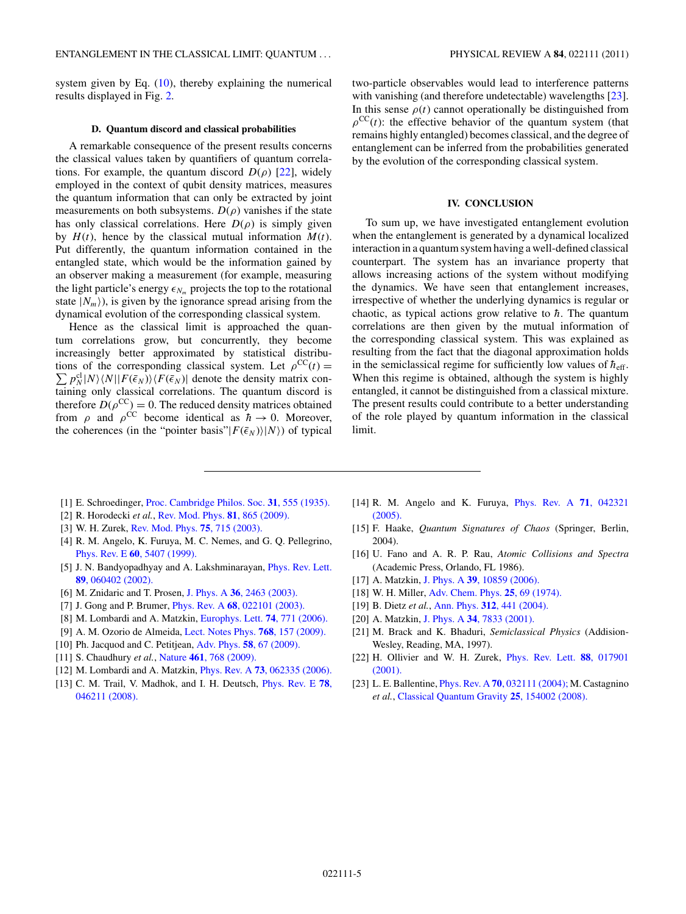system given by Eq. (10), thereby explaining the numerical results displayed in Fig. 2.

### D. Quantum discord and classical probabilities

A remarkable consequence of the present results concerns the classical values taken by quantifiers of quantum correlations. For example, the quantum discord $D(\rho)$ [22], widely employed in the context of qubit density matrices, measures the quantum information that can only be extracted by joint measurements on both subsystems. $D(\rho)$ vanishes if the state has only classical correlations. Here $D(\rho)$ is simply given by $H(t)$, hence by the classical mutual information $M(t)$. Put differently, the quantum information contained in the entangled state, which would be the information gained by an observer making a measurement (for example, measuring the light particle's energy $\epsilon_{N_m}$ projects the top to the rotational state $|N_m\rangle$), is given by the ignorance spread arising from the dynamical evolution of the corresponding classical system.

Hence as the classical limit is approached the quantum correlations grow, but concurrently, they become increasingly better approximated by statistical distributions of the corresponding classical system. Let $\rho^{\mathrm{CC}}(t) = \sum p_N^{\mathrm{cl}} |N\rangle\langle N||F(\bar{\epsilon}_N)\rangle\langle F(\bar{\epsilon}_N)|$ denote the density matrix containing only classical correlations. The quantum discord is therefore $D(\rho^{\mathrm{CC}}) = 0$. The reduced density matrices obtained from $\rho$ and $\rho^{\mathrm{CC}}$ become identical as $\hbar \to 0$. Moreover, the coherences (in the "pointer basis"$|F(\bar{\epsilon}_N)\rangle|N\rangle$) of typical two-particle observables would lead to interference patterns with vanishing (and therefore undetectable) wavelengths [23]. In this sense $\rho(t)$ cannot operationally be distinguished from $\rho^{\mathrm{CC}}(t)$: the effective behavior of the quantum system (that remains highly entangled) becomes classical, and the degree of entanglement can be inferred from the probabilities generated by the evolution of the corresponding classical system.

## IV. CONCLUSION

To sum up, we have investigated entanglement evolution when the entanglement is generated by a dynamical localized interaction in a quantum system having a well-defined classical counterpart. The system has an invariance property that allows increasing actions of the system without modifying the dynamics. We have seen that entanglement increases, irrespective of whether the underlying dynamics is regular or chaotic, as typical actions grow relative to $\hbar$. The quantum correlations are then given by the mutual information of the corresponding classical system. This was explained as resulting from the fact that the diagonal approximation holds in the semiclassical regime for sufficiently low values of $\hbar_{\mathrm{eff}}$. When this regime is obtained, although the system is highly entangled, it cannot be distinguished from a classical mixture. The present results could contribute to a better understanding of the role played by quantum information in the classical limit.

---

[1] E. Schroedinger, Proc. Cambridge Philos. Soc. **31**, 555 (1935).
[2] R. Horodecki *et al.*, Rev. Mod. Phys. **81**, 865 (2009).
[3] W. H. Zurek, Rev. Mod. Phys. **75**, 715 (2003).
[4] R. M. Angelo, K. Furuya, M. C. Nemes, and G. Q. Pellegrino, Phys. Rev. E **60**, 5407 (1999).
[5] J. N. Bandyopadhyay and A. Lakshminarayan, Phys. Rev. Lett. **89**, 060402 (2002).
[6] M. Znidaric and T. Prosen, J. Phys. A **36**, 2463 (2003).
[7] J. Gong and P. Brumer, Phys. Rev. A **68**, 022101 (2003).
[8] M. Lombardi and A. Matzkin, Europhys. Lett. **74**, 771 (2006).
[9] A. M. Ozorio de Almeida, Lect. Notes Phys. **768**, 157 (2009).
[10] Ph. Jacquod and C. Petitjean, Adv. Phys. **58**, 67 (2009).
[11] S. Chaudhury *et al.*, Nature **461**, 768 (2009).
[12] M. Lombardi and A. Matzkin, Phys. Rev. A **73**, 062335 (2006).
[13] C. M. Trail, V. Madhok, and I. H. Deutsch, Phys. Rev. E **78**, 046211 (2008).
[14] R. M. Angelo and K. Furuya, Phys. Rev. A **71**, 042321 (2005).
[15] F. Haake, *Quantum Signatures of Chaos* (Springer, Berlin, 2004).
[16] U. Fano and A. R. P. Rau, *Atomic Collisions and Spectra* (Academic Press, Orlando, FL 1986).
[17] A. Matzkin, J. Phys. A **39**, 10859 (2006).
[18] W. H. Miller, Adv. Chem. Phys. **25**, 69 (1974).
[19] B. Dietz *et al.*, Ann. Phys. **312**, 441 (2004).
[20] A. Matzkin, J. Phys. A **34**, 7833 (2001).
[21] M. Brack and K. Bhaduri, *Semiclassical Physics* (Addison-Wesley, Reading, MA, 1997).
[22] H. Ollivier and W. H. Zurek, Phys. Rev. Lett. **88**, 017901 (2001).
[23] L. E. Ballentine, Phys. Rev. A **70**, 032111 (2004); M. Castagnino *et al.*, Classical Quantum Gravity **25**, 154002 (2008).